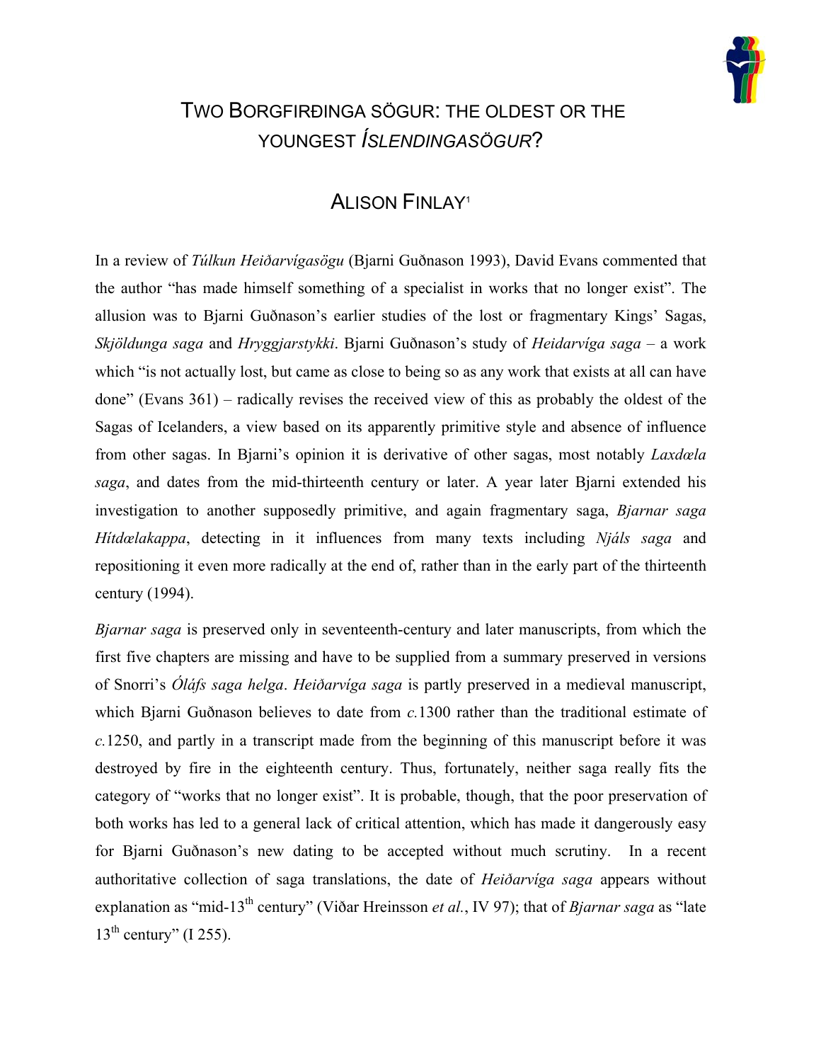# TWO BORGFIRÐINGA SÖGUR: THE OLDEST OR THE YOUNGEST *ÍSLENDINGASÖGUR*?

## ALISON FINLAY[1]

In a review of *Túlkun Heiðarvígasögu* (Bjarni Guðnason 1993), David Evans commented that the author "has made himself something of a specialist in works that no longer exist". The allusion was to Bjarni Guðnason's earlier studies of the lost or fragmentary Kings' Sagas, *Skjöldunga saga* and *Hryggjarstykki*. Bjarni Guðnason's study of *Heidarvíga saga* – a work which "is not actually lost, but came as close to being so as any work that exists at all can have done" (Evans 361) – radically revises the received view of this as probably the oldest of the Sagas of Icelanders, a view based on its apparently primitive style and absence of influence from other sagas. In Bjarni's opinion it is derivative of other sagas, most notably *Laxdœla saga*, and dates from the mid-thirteenth century or later. A year later Bjarni extended his investigation to another supposedly primitive, and again fragmentary saga, *Bjarnar saga Hítdœlakappa*, detecting in it influences from many texts including *Njáls saga* and repositioning it even more radically at the end of, rather than in the early part of the thirteenth century (1994).

*Bjarnar saga* is preserved only in seventeenth-century and later manuscripts, from which the first five chapters are missing and have to be supplied from a summary preserved in versions of Snorri's *Óláfs saga helga*. *Heiðarvíga saga* is partly preserved in a medieval manuscript, which Bjarni Guðnason believes to date from *c.*1300 rather than the traditional estimate of *c.*1250, and partly in a transcript made from the beginning of this manuscript before it was destroyed by fire in the eighteenth century. Thus, fortunately, neither saga really fits the category of "works that no longer exist". It is probable, though, that the poor preservation of both works has led to a general lack of critical attention, which has made it dangerously easy for Bjarni Guðnason's new dating to be accepted without much scrutiny. In a recent authoritative collection of saga translations, the date of *Heiðarvíga saga* appears without explanation as "mid-13th century" (Viðar Hreinsson *et al.*, IV 97); that of *Bjarnar saga* as "late 13th century" (I 255).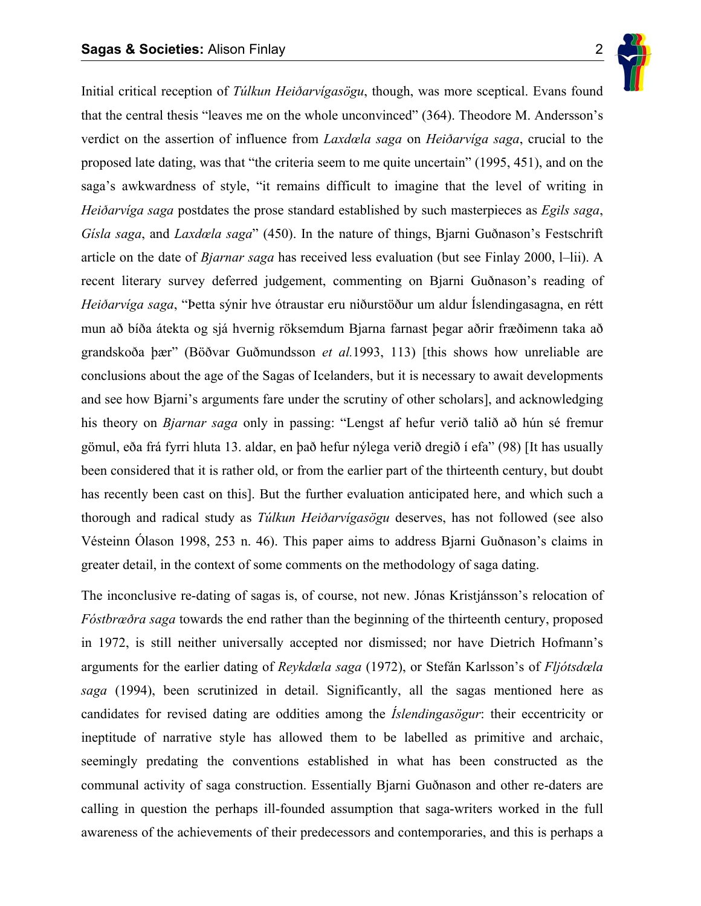Initial critical reception of *Túlkun Heiðarvígasögu*, though, was more sceptical. Evans found that the central thesis "leaves me on the whole unconvinced" (364). Theodore M. Andersson's verdict on the assertion of influence from *Laxdœla saga* on *Heiðarvíga saga*, crucial to the proposed late dating, was that "the criteria seem to me quite uncertain" (1995, 451), and on the saga's awkwardness of style, "it remains difficult to imagine that the level of writing in *Heiðarvíga saga* postdates the prose standard established by such masterpieces as *Egils saga*, *Gísla saga*, and *Laxdœla saga*" (450). In the nature of things, Bjarni Guðnason's Festschrift article on the date of *Bjarnar saga* has received less evaluation (but see Finlay 2000, l–lii). A recent literary survey deferred judgement, commenting on Bjarni Guðnason's reading of *Heiðarvíga saga*, "Þetta sýnir hve ótraustar eru niðurstöður um aldur Íslendingasagna, en rétt mun að bíða átekta og sjá hvernig röksemdum Bjarna farnast þegar aðrir fræðimenn taka að grandskoða þær" (Böðvar Guðmundsson *et al.*1993, 113) [this shows how unreliable are conclusions about the age of the Sagas of Icelanders, but it is necessary to await developments and see how Bjarni's arguments fare under the scrutiny of other scholars], and acknowledging his theory on *Bjarnar saga* only in passing: "Lengst af hefur verið talið að hún sé fremur gömul, eða frá fyrri hluta 13. aldar, en það hefur nýlega verið dregið í efa" (98) [It has usually been considered that it is rather old, or from the earlier part of the thirteenth century, but doubt has recently been cast on this]. But the further evaluation anticipated here, and which such a thorough and radical study as *Túlkun Heiðarvígasögu* deserves, has not followed (see also Vésteinn Ólason 1998, 253 n. 46). This paper aims to address Bjarni Guðnason's claims in greater detail, in the context of some comments on the methodology of saga dating.

The inconclusive re-dating of sagas is, of course, not new. Jónas Kristjánsson's relocation of *Fóstbræðra saga* towards the end rather than the beginning of the thirteenth century, proposed in 1972, is still neither universally accepted nor dismissed; nor have Dietrich Hofmann's arguments for the earlier dating of *Reykdœla saga* (1972), or Stefán Karlsson's of *Fljótsdœla saga* (1994), been scrutinized in detail. Significantly, all the sagas mentioned here as candidates for revised dating are oddities among the *Íslendingasögur*: their eccentricity or ineptitude of narrative style has allowed them to be labelled as primitive and archaic, seemingly predating the conventions established in what has been constructed as the communal activity of saga construction. Essentially Bjarni Guðnason and other re-daters are calling in question the perhaps ill-founded assumption that saga-writers worked in the full awareness of the achievements of their predecessors and contemporaries, and this is perhaps a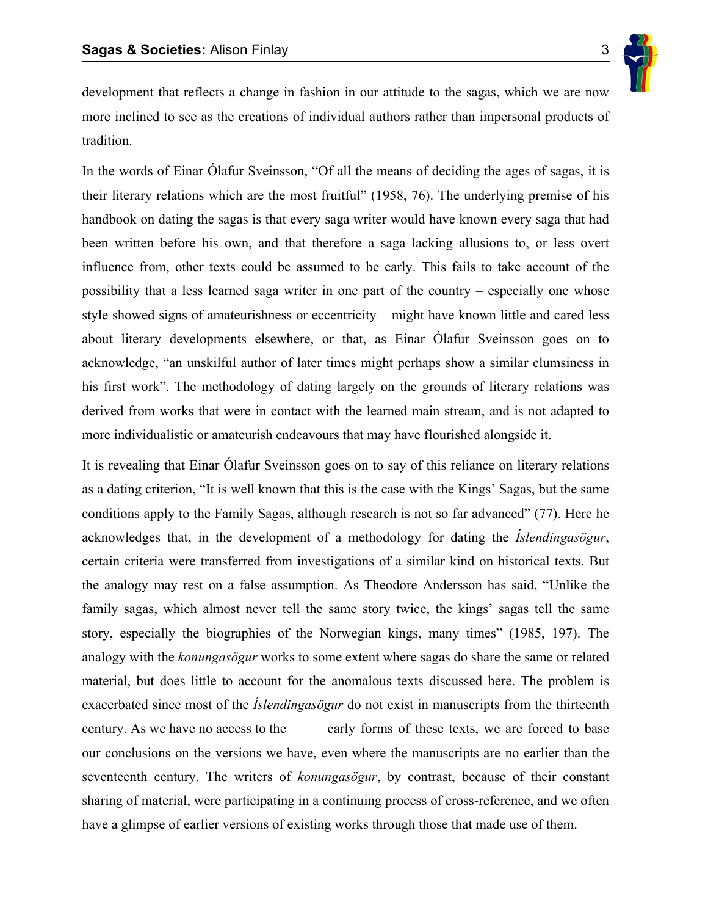development that reflects a change in fashion in our attitude to the sagas, which we are now more inclined to see as the creations of individual authors rather than impersonal products of tradition.

In the words of Einar Ólafur Sveinsson, "Of all the means of deciding the ages of sagas, it is their literary relations which are the most fruitful" (1958, 76). The underlying premise of his handbook on dating the sagas is that every saga writer would have known every saga that had been written before his own, and that therefore a saga lacking allusions to, or less overt influence from, other texts could be assumed to be early. This fails to take account of the possibility that a less learned saga writer in one part of the country – especially one whose style showed signs of amateurishness or eccentricity – might have known little and cared less about literary developments elsewhere, or that, as Einar Ólafur Sveinsson goes on to acknowledge, "an unskilful author of later times might perhaps show a similar clumsiness in his first work". The methodology of dating largely on the grounds of literary relations was derived from works that were in contact with the learned main stream, and is not adapted to more individualistic or amateurish endeavours that may have flourished alongside it.

It is revealing that Einar Ólafur Sveinsson goes on to say of this reliance on literary relations as a dating criterion, "It is well known that this is the case with the Kings' Sagas, but the same conditions apply to the Family Sagas, although research is not so far advanced" (77). Here he acknowledges that, in the development of a methodology for dating the *Íslendingasögur*, certain criteria were transferred from investigations of a similar kind on historical texts. But the analogy may rest on a false assumption. As Theodore Andersson has said, "Unlike the family sagas, which almost never tell the same story twice, the kings' sagas tell the same story, especially the biographies of the Norwegian kings, many times" (1985, 197). The analogy with the *konungasögur* works to some extent where sagas do share the same or related material, but does little to account for the anomalous texts discussed here. The problem is exacerbated since most of the *Íslendingasögur* do not exist in manuscripts from the thirteenth century. As we have no access to the early forms of these texts, we are forced to base our conclusions on the versions we have, even where the manuscripts are no earlier than the seventeenth century. The writers of *konungasögur*, by contrast, because of their constant sharing of material, were participating in a continuing process of cross-reference, and we often have a glimpse of earlier versions of existing works through those that made use of them.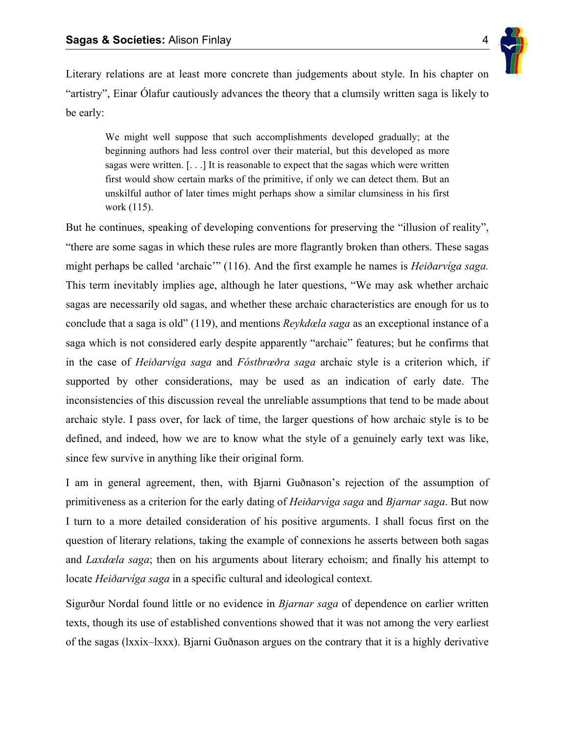Literary relations are at least more concrete than judgements about style. In his chapter on "artistry", Einar Ólafur cautiously advances the theory that a clumsily written saga is likely to be early:

> We might well suppose that such accomplishments developed gradually; at the beginning authors had less control over their material, but this developed as more sagas were written. [. . .] It is reasonable to expect that the sagas which were written first would show certain marks of the primitive, if only we can detect them. But an unskilful author of later times might perhaps show a similar clumsiness in his first work (115).

But he continues, speaking of developing conventions for preserving the "illusion of reality", "there are some sagas in which these rules are more flagrantly broken than others. These sagas might perhaps be called 'archaic'" (116). And the first example he names is *Heiðarvíga saga.* This term inevitably implies age, although he later questions, "We may ask whether archaic sagas are necessarily old sagas, and whether these archaic characteristics are enough for us to conclude that a saga is old" (119), and mentions *Reykdœla saga* as an exceptional instance of a saga which is not considered early despite apparently "archaic" features; but he confirms that in the case of *Heiðarvíga saga* and *Fóstbrœðra saga* archaic style is a criterion which, if supported by other considerations, may be used as an indication of early date. The inconsistencies of this discussion reveal the unreliable assumptions that tend to be made about archaic style. I pass over, for lack of time, the larger questions of how archaic style is to be defined, and indeed, how we are to know what the style of a genuinely early text was like, since few survive in anything like their original form.

I am in general agreement, then, with Bjarni Guðnason's rejection of the assumption of primitiveness as a criterion for the early dating of *Heiðarvíga saga* and *Bjarnar saga*. But now I turn to a more detailed consideration of his positive arguments. I shall focus first on the question of literary relations, taking the example of connexions he asserts between both sagas and *Laxdœla saga*; then on his arguments about literary echoism; and finally his attempt to locate *Heiðarvíga saga* in a specific cultural and ideological context.

Sigurður Nordal found little or no evidence in *Bjarnar saga* of dependence on earlier written texts, though its use of established conventions showed that it was not among the very earliest of the sagas (lxxix–lxxx). Bjarni Guðnason argues on the contrary that it is a highly derivative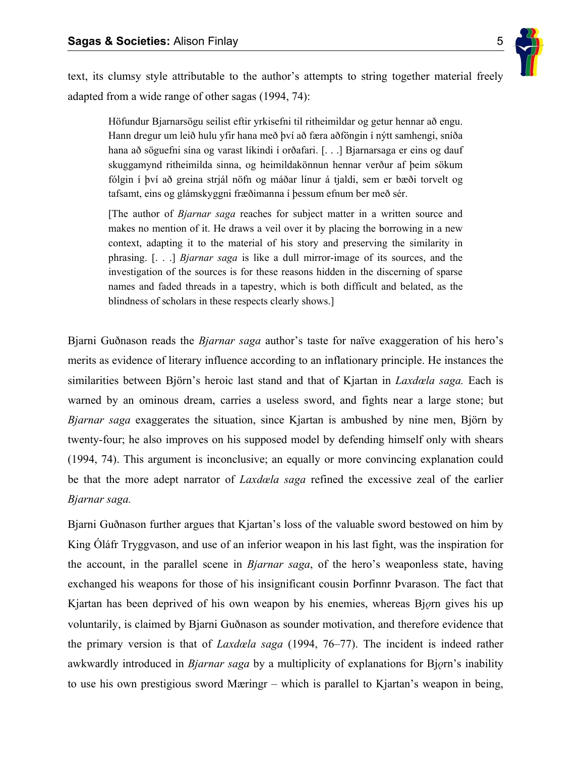text, its clumsy style attributable to the author's attempts to string together material freely adapted from a wide range of other sagas (1994, 74):

> Höfundur Bjarnarsögu seilist eftir yrkisefni til ritheimildar og getur hennar að engu. Hann dregur um leið hulu yfir hana með því að færa aðföngin í nýtt samhengi, sníða hana að söguefni sína og varast líkindi í orðafari. [. . .] Bjarnarsaga er eins og dauf skuggamynd ritheimilda sinna, og heimildakönnun hennar verður af þeim sökum fólgin í því að greina strjál nöfn og máðar línur á tjaldi, sem er bæði torvelt og tafsamt, eins og glámskyggni fræðimanna í þessum efnum ber með sér.
>
> [The author of *Bjarnar saga* reaches for subject matter in a written source and makes no mention of it. He draws a veil over it by placing the borrowing in a new context, adapting it to the material of his story and preserving the similarity in phrasing. [. . .] *Bjarnar saga* is like a dull mirror-image of its sources, and the investigation of the sources is for these reasons hidden in the discerning of sparse names and faded threads in a tapestry, which is both difficult and belated, as the blindness of scholars in these respects clearly shows.]

Bjarni Guðnason reads the *Bjarnar saga* author's taste for naïve exaggeration of his hero's merits as evidence of literary influence according to an inflationary principle. He instances the similarities between Björn's heroic last stand and that of Kjartan in *Laxdœla saga.* Each is warned by an ominous dream, carries a useless sword, and fights near a large stone; but *Bjarnar saga* exaggerates the situation, since Kjartan is ambushed by nine men, Björn by twenty-four; he also improves on his supposed model by defending himself only with shears (1994, 74). This argument is inconclusive; an equally or more convincing explanation could be that the more adept narrator of *Laxdœla saga* refined the excessive zeal of the earlier *Bjarnar saga.*

Bjarni Guðnason further argues that Kjartan's loss of the valuable sword bestowed on him by King Óláfr Tryggvason, and use of an inferior weapon in his last fight, was the inspiration for the account, in the parallel scene in *Bjarnar saga*, of the hero's weaponless state, having exchanged his weapons for those of his insignificant cousin Þorfinnr Þvarason. The fact that Kjartan has been deprived of his own weapon by his enemies, whereas Bjǫrn gives his up voluntarily, is claimed by Bjarni Guðnason as sounder motivation, and therefore evidence that the primary version is that of *Laxdœla saga* (1994, 76–77). The incident is indeed rather awkwardly introduced in *Bjarnar saga* by a multiplicity of explanations for Bjǫrn's inability to use his own prestigious sword Mæringr – which is parallel to Kjartan's weapon in being,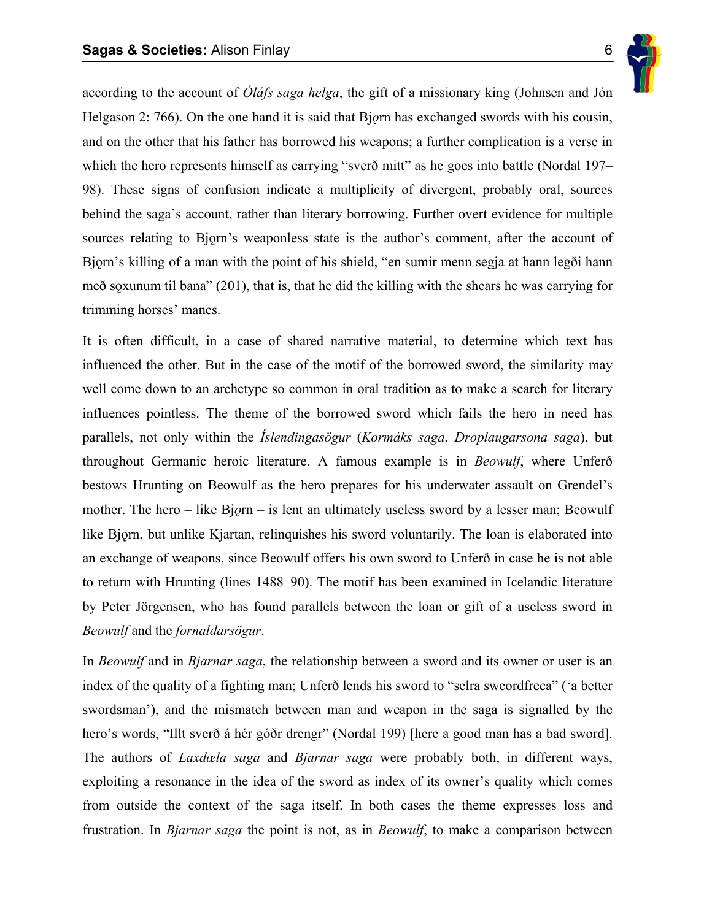according to the account of *Óláfs saga helga*, the gift of a missionary king (Johnsen and Jón Helgason 2: 766). On the one hand it is said that Bjǫrn has exchanged swords with his cousin, and on the other that his father has borrowed his weapons; a further complication is a verse in which the hero represents himself as carrying "sverð mitt" as he goes into battle (Nordal 197–98). These signs of confusion indicate a multiplicity of divergent, probably oral, sources behind the saga's account, rather than literary borrowing. Further overt evidence for multiple sources relating to Bjǫrn's weaponless state is the author's comment, after the account of Bjǫrn's killing of a man with the point of his shield, "en sumir menn segja at hann legði hann með sǫxunum til bana" (201), that is, that he did the killing with the shears he was carrying for trimming horses' manes.

It is often difficult, in a case of shared narrative material, to determine which text has influenced the other. But in the case of the motif of the borrowed sword, the similarity may well come down to an archetype so common in oral tradition as to make a search for literary influences pointless. The theme of the borrowed sword which fails the hero in need has parallels, not only within the *Íslendingasögur* (*Kormáks saga*, *Droplaugarsona saga*), but throughout Germanic heroic literature. A famous example is in *Beowulf*, where Unferð bestows Hrunting on Beowulf as the hero prepares for his underwater assault on Grendel's mother. The hero – like Bjǫrn – is lent an ultimately useless sword by a lesser man; Beowulf like Bjǫrn, but unlike Kjartan, relinquishes his sword voluntarily. The loan is elaborated into an exchange of weapons, since Beowulf offers his own sword to Unferð in case he is not able to return with Hrunting (lines 1488–90). The motif has been examined in Icelandic literature by Peter Jörgensen, who has found parallels between the loan or gift of a useless sword in *Beowulf* and the *fornaldarsögur*.

In *Beowulf* and in *Bjarnar saga*, the relationship between a sword and its owner or user is an index of the quality of a fighting man; Unferð lends his sword to "selra sweordfreca" ('a better swordsman'), and the mismatch between man and weapon in the saga is signalled by the hero's words, "Illt sverð á hér góðr drengr" (Nordal 199) [here a good man has a bad sword]. The authors of *Laxdœla saga* and *Bjarnar saga* were probably both, in different ways, exploiting a resonance in the idea of the sword as index of its owner's quality which comes from outside the context of the saga itself. In both cases the theme expresses loss and frustration. In *Bjarnar saga* the point is not, as in *Beowulf*, to make a comparison between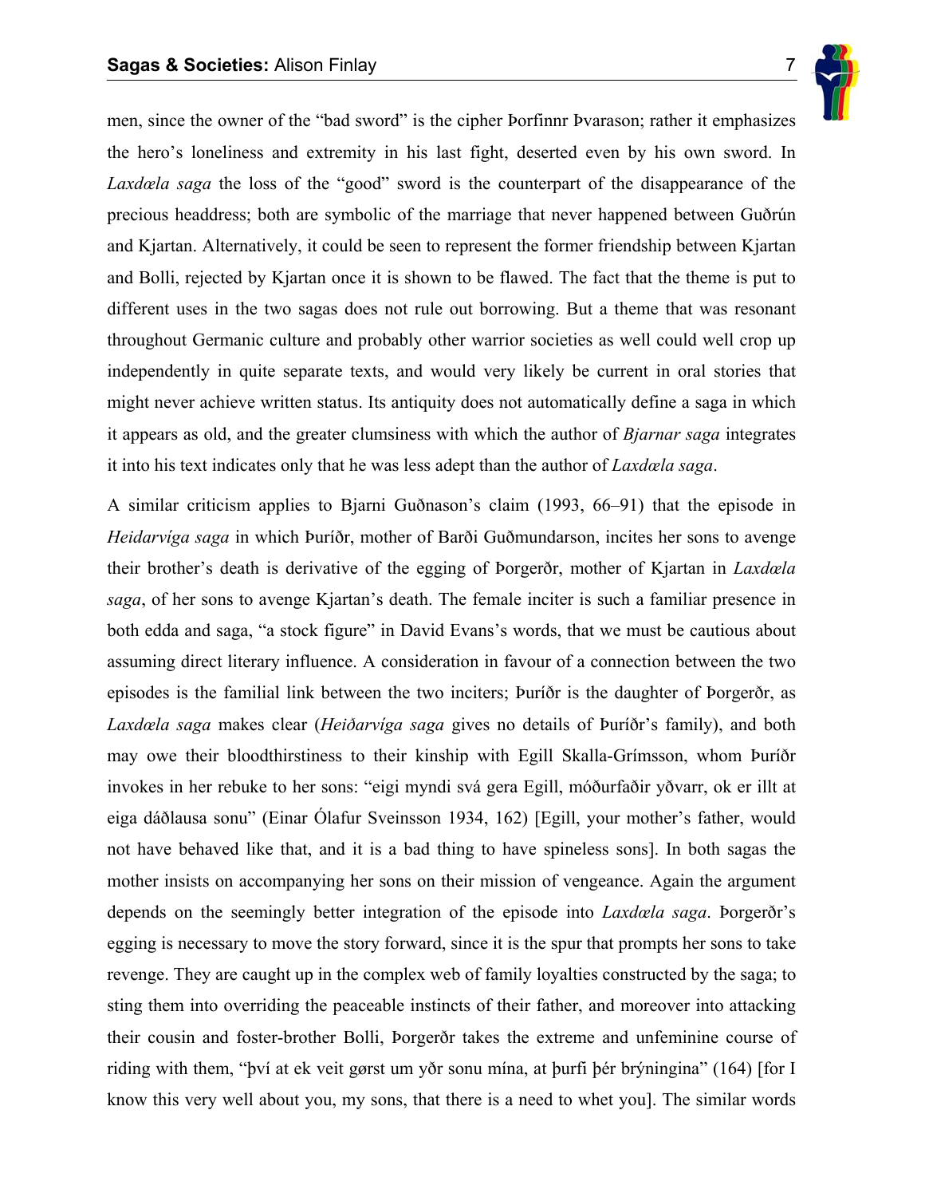men, since the owner of the "bad sword" is the cipher Þorfinnr Þvarason; rather it emphasizes the hero's loneliness and extremity in his last fight, deserted even by his own sword. In *Laxdœla saga* the loss of the "good" sword is the counterpart of the disappearance of the precious headdress; both are symbolic of the marriage that never happened between Guðrún and Kjartan. Alternatively, it could be seen to represent the former friendship between Kjartan and Bolli, rejected by Kjartan once it is shown to be flawed. The fact that the theme is put to different uses in the two sagas does not rule out borrowing. But a theme that was resonant throughout Germanic culture and probably other warrior societies as well could well crop up independently in quite separate texts, and would very likely be current in oral stories that might never achieve written status. Its antiquity does not automatically define a saga in which it appears as old, and the greater clumsiness with which the author of *Bjarnar saga* integrates it into his text indicates only that he was less adept than the author of *Laxdœla saga*.

A similar criticism applies to Bjarni Guðnason's claim (1993, 66–91) that the episode in *Heidarvíga saga* in which Þuríðr, mother of Barði Guðmundarson, incites her sons to avenge their brother's death is derivative of the egging of Þorgerðr, mother of Kjartan in *Laxdœla saga*, of her sons to avenge Kjartan's death. The female inciter is such a familiar presence in both edda and saga, "a stock figure" in David Evans's words, that we must be cautious about assuming direct literary influence. A consideration in favour of a connection between the two episodes is the familial link between the two inciters; Þuríðr is the daughter of Þorgerðr, as *Laxdœla saga* makes clear (*Heiðarvíga saga* gives no details of Þuríðr's family), and both may owe their bloodthirstiness to their kinship with Egill Skalla-Grímsson, whom Þuríðr invokes in her rebuke to her sons: "eigi myndi svá gera Egill, móðurfaðir yðvarr, ok er illt at eiga dáðlausa sonu" (Einar Ólafur Sveinsson 1934, 162) [Egill, your mother's father, would not have behaved like that, and it is a bad thing to have spineless sons]. In both sagas the mother insists on accompanying her sons on their mission of vengeance. Again the argument depends on the seemingly better integration of the episode into *Laxdœla saga*. Þorgerðr's egging is necessary to move the story forward, since it is the spur that prompts her sons to take revenge. They are caught up in the complex web of family loyalties constructed by the saga; to sting them into overriding the peaceable instincts of their father, and moreover into attacking their cousin and foster-brother Bolli, Þorgerðr takes the extreme and unfeminine course of riding with them, "því at ek veit gørst um yðr sonu mína, at þurfi þér brýningina" (164) [for I know this very well about you, my sons, that there is a need to whet you]. The similar words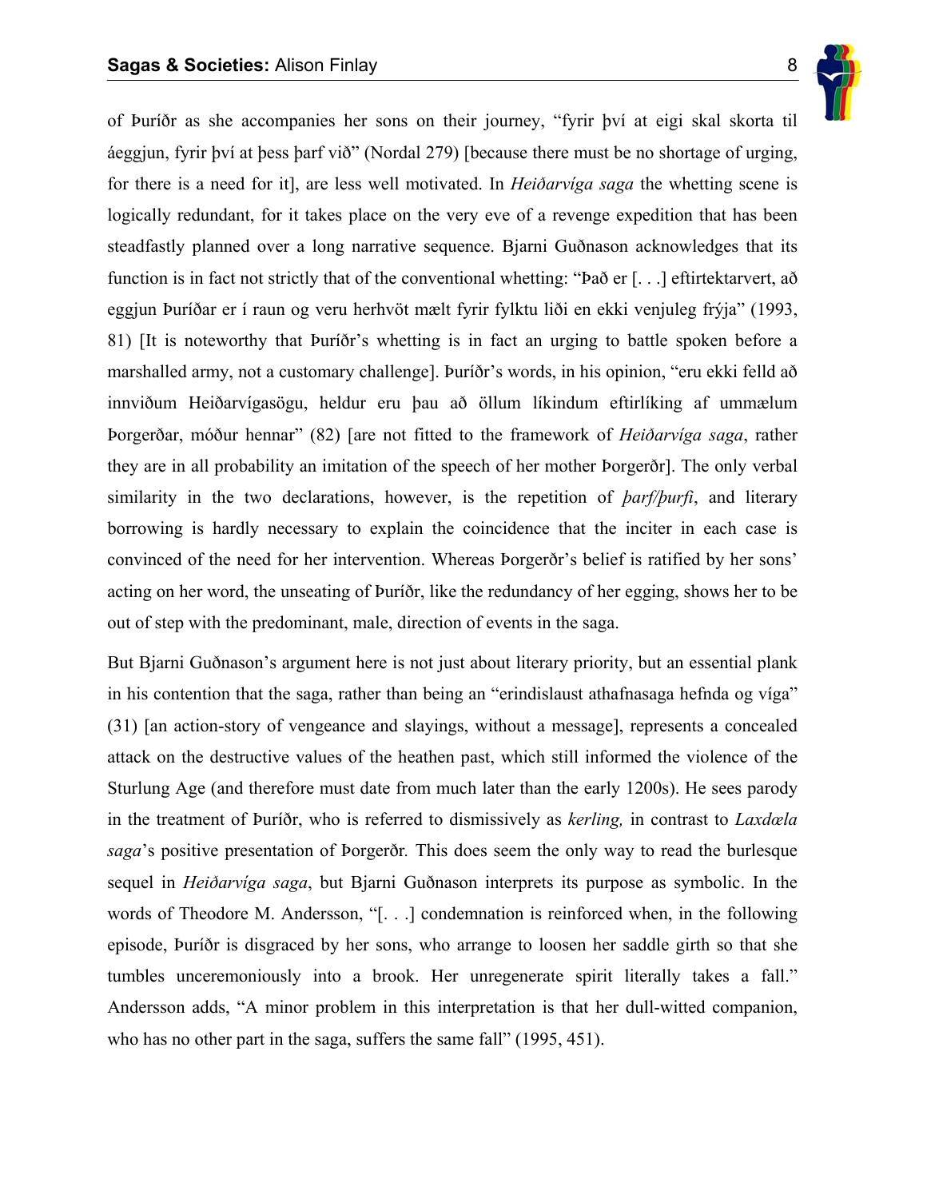of Þuríðr as she accompanies her sons on their journey, "fyrir því at eigi skal skorta til áeggjun, fyrir því at þess þarf við" (Nordal 279) [because there must be no shortage of urging, for there is a need for it], are less well motivated. In *Heiðarvíga saga* the whetting scene is logically redundant, for it takes place on the very eve of a revenge expedition that has been steadfastly planned over a long narrative sequence. Bjarni Guðnason acknowledges that its function is in fact not strictly that of the conventional whetting: "Það er [. . .] eftirtektarvert, að eggjun Þuríðar er í raun og veru herhvöt mælt fyrir fylktu liði en ekki venjuleg frýja" (1993, 81) [It is noteworthy that Þuríðr's whetting is in fact an urging to battle spoken before a marshalled army, not a customary challenge]. Þuríðr's words, in his opinion, "eru ekki felld að innviðum Heiðarvígasögu, heldur eru þau að öllum líkindum eftirlíking af ummælum Þorgerðar, móður hennar" (82) [are not fitted to the framework of *Heiðarvíga saga*, rather they are in all probability an imitation of the speech of her mother Þorgerðr]. The only verbal similarity in the two declarations, however, is the repetition of *þarf/þurfi*, and literary borrowing is hardly necessary to explain the coincidence that the inciter in each case is convinced of the need for her intervention. Whereas Þorgerðr's belief is ratified by her sons' acting on her word, the unseating of Þuríðr, like the redundancy of her egging, shows her to be out of step with the predominant, male, direction of events in the saga.

But Bjarni Guðnason's argument here is not just about literary priority, but an essential plank in his contention that the saga, rather than being an "erindislaust athafnasaga hefnda og víga" (31) [an action-story of vengeance and slayings, without a message], represents a concealed attack on the destructive values of the heathen past, which still informed the violence of the Sturlung Age (and therefore must date from much later than the early 1200s). He sees parody in the treatment of Þuríðr, who is referred to dismissively as *kerling,* in contrast to *Laxdæla saga*'s positive presentation of Þorgerðr. This does seem the only way to read the burlesque sequel in *Heiðarvíga saga*, but Bjarni Guðnason interprets its purpose as symbolic. In the words of Theodore M. Andersson, "[. . .] condemnation is reinforced when, in the following episode, Þuríðr is disgraced by her sons, who arrange to loosen her saddle girth so that she tumbles unceremoniously into a brook. Her unregenerate spirit literally takes a fall." Andersson adds, "A minor problem in this interpretation is that her dull-witted companion, who has no other part in the saga, suffers the same fall" (1995, 451).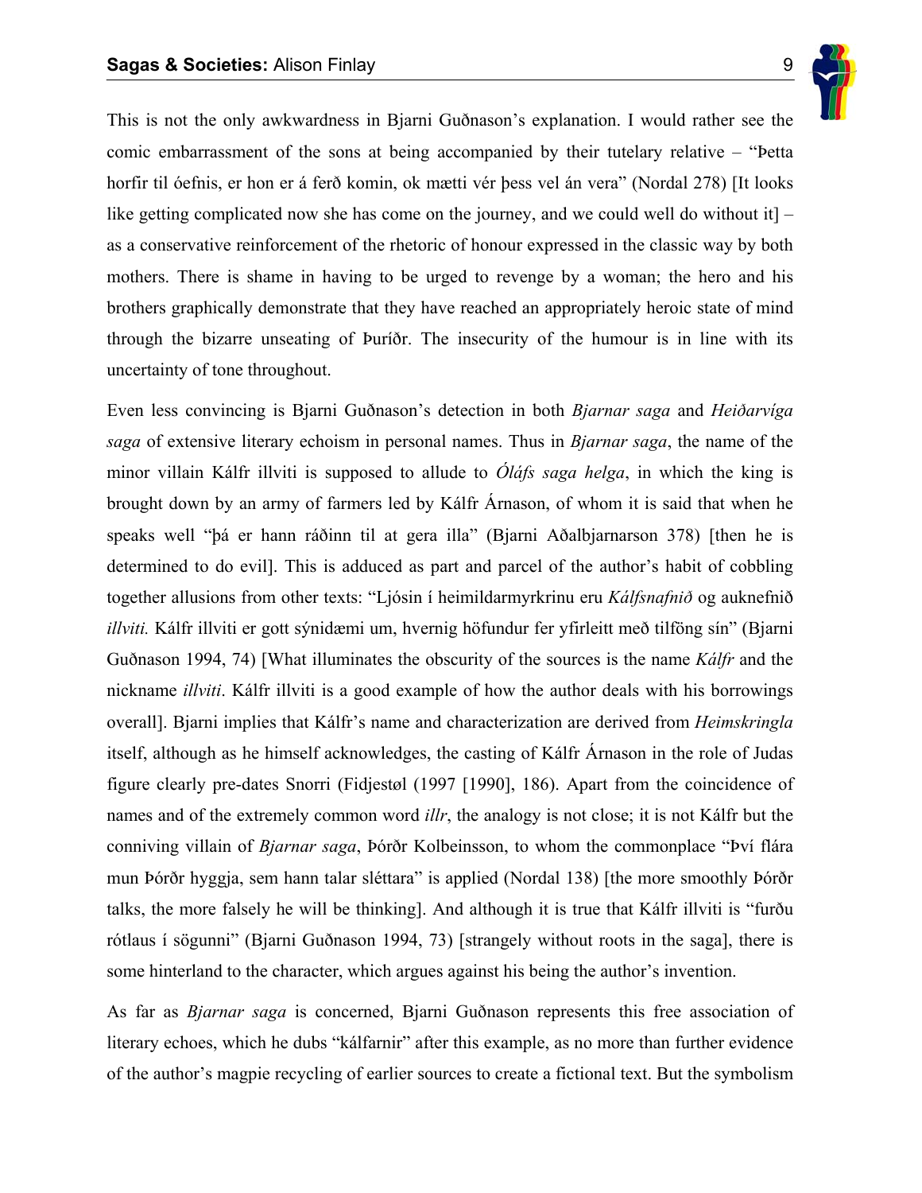This is not the only awkwardness in Bjarni Guðnason's explanation. I would rather see the comic embarrassment of the sons at being accompanied by their tutelary relative – "Þetta horfir til óefnis, er hon er á ferð komin, ok mætti vér þess vel án vera" (Nordal 278) [It looks like getting complicated now she has come on the journey, and we could well do without it] – as a conservative reinforcement of the rhetoric of honour expressed in the classic way by both mothers. There is shame in having to be urged to revenge by a woman; the hero and his brothers graphically demonstrate that they have reached an appropriately heroic state of mind through the bizarre unseating of Þuríðr. The insecurity of the humour is in line with its uncertainty of tone throughout.

Even less convincing is Bjarni Guðnason's detection in both *Bjarnar saga* and *Heiðarvíga saga* of extensive literary echoism in personal names. Thus in *Bjarnar saga*, the name of the minor villain Kálfr illviti is supposed to allude to *Óláfs saga helga*, in which the king is brought down by an army of farmers led by Kálfr Árnason, of whom it is said that when he speaks well "þá er hann ráðinn til at gera illa" (Bjarni Aðalbjarnarson 378) [then he is determined to do evil]. This is adduced as part and parcel of the author's habit of cobbling together allusions from other texts: "Ljósin í heimildarmyrkrinu eru *Kálfsnafnið* og auknefnið *illviti.* Kálfr illviti er gott sýnidæmi um, hvernig höfundur fer yfirleitt með tilföng sín" (Bjarni Guðnason 1994, 74) [What illuminates the obscurity of the sources is the name *Kálfr* and the nickname *illviti*. Kálfr illviti is a good example of how the author deals with his borrowings overall]. Bjarni implies that Kálfr's name and characterization are derived from *Heimskringla* itself, although as he himself acknowledges, the casting of Kálfr Árnason in the role of Judas figure clearly pre-dates Snorri (Fidjestøl (1997 [1990], 186). Apart from the coincidence of names and of the extremely common word *illr*, the analogy is not close; it is not Kálfr but the conniving villain of *Bjarnar saga*, Þórðr Kolbeinsson, to whom the commonplace "Því flára mun Þórðr hyggja, sem hann talar sléttara" is applied (Nordal 138) [the more smoothly Þórðr talks, the more falsely he will be thinking]. And although it is true that Kálfr illviti is "furðu rótlaus í sögunni" (Bjarni Guðnason 1994, 73) [strangely without roots in the saga], there is some hinterland to the character, which argues against his being the author's invention.

As far as *Bjarnar saga* is concerned, Bjarni Guðnason represents this free association of literary echoes, which he dubs "kálfarnir" after this example, as no more than further evidence of the author's magpie recycling of earlier sources to create a fictional text. But the symbolism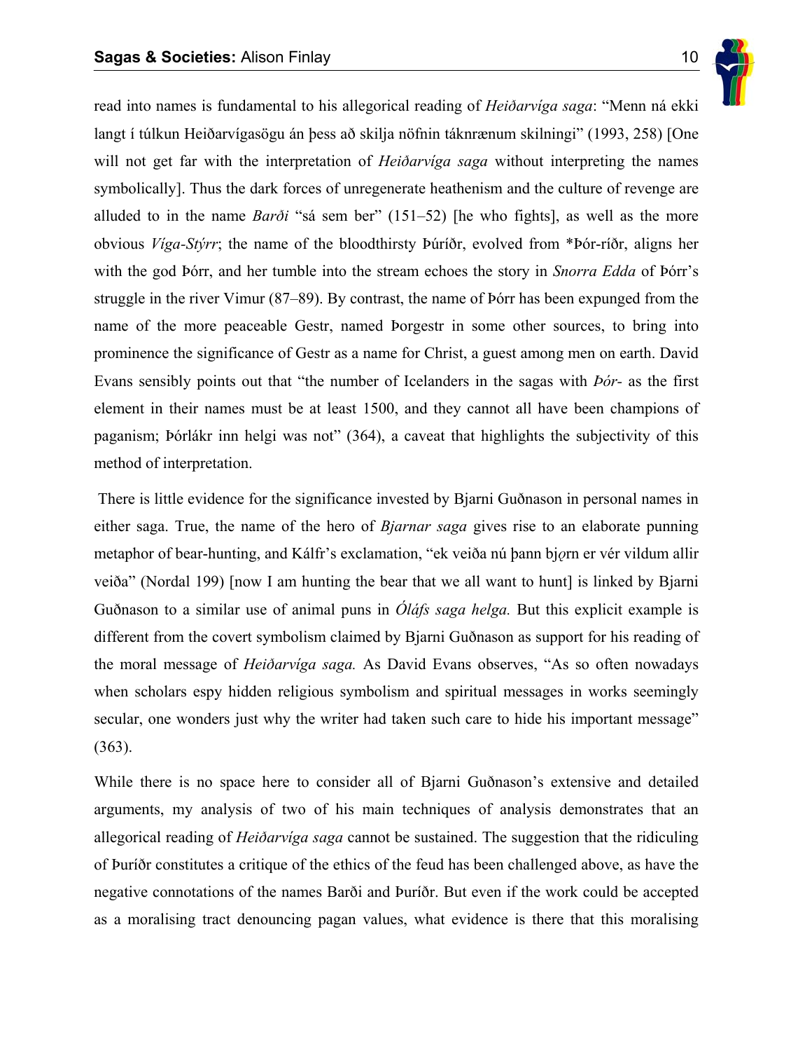read into names is fundamental to his allegorical reading of *Heiðarvíga saga*: “Menn ná ekki langt í túlkun Heiðarvígasögu án þess að skilja nöfnin táknrænum skilningi” (1993, 258) [One will not get far with the interpretation of *Heiðarvíga saga* without interpreting the names symbolically]. Thus the dark forces of unregenerate heathenism and the culture of revenge are alluded to in the name *Barði* “sá sem ber” (151–52) [he who fights], as well as the more obvious *Víga-Stýrr*; the name of the bloodthirsty Þúríðr, evolved from *Þór-ríðr, aligns her with the god Þórr, and her tumble into the stream echoes the story in *Snorra Edda* of Þórr’s struggle in the river Vimur (87–89). By contrast, the name of Þórr has been expunged from the name of the more peaceable Gestr, named Þorgestr in some other sources, to bring into prominence the significance of Gestr as a name for Christ, a guest among men on earth. David Evans sensibly points out that “the number of Icelanders in the sagas with *Þór-* as the first element in their names must be at least 1500, and they cannot all have been champions of paganism; Þórlákr inn helgi was not” (364), a caveat that highlights the subjectivity of this method of interpretation.

There is little evidence for the significance invested by Bjarni Guðnason in personal names in either saga. True, the name of the hero of *Bjarnar saga* gives rise to an elaborate punning metaphor of bear-hunting, and Kálfr’s exclamation, “ek veiða nú þann bjǫrn er vér vildum allir veiða” (Nordal 199) [now I am hunting the bear that we all want to hunt] is linked by Bjarni Guðnason to a similar use of animal puns in *Óláfs saga helga.* But this explicit example is different from the covert symbolism claimed by Bjarni Guðnason as support for his reading of the moral message of *Heiðarvíga saga.* As David Evans observes, “As so often nowadays when scholars espy hidden religious symbolism and spiritual messages in works seemingly secular, one wonders just why the writer had taken such care to hide his important message” (363).

While there is no space here to consider all of Bjarni Guðnason’s extensive and detailed arguments, my analysis of two of his main techniques of analysis demonstrates that an allegorical reading of *Heiðarvíga saga* cannot be sustained. The suggestion that the ridiculing of Þuríðr constitutes a critique of the ethics of the feud has been challenged above, as have the negative connotations of the names Barði and Þuríðr. But even if the work could be accepted as a moralising tract denouncing pagan values, what evidence is there that this moralising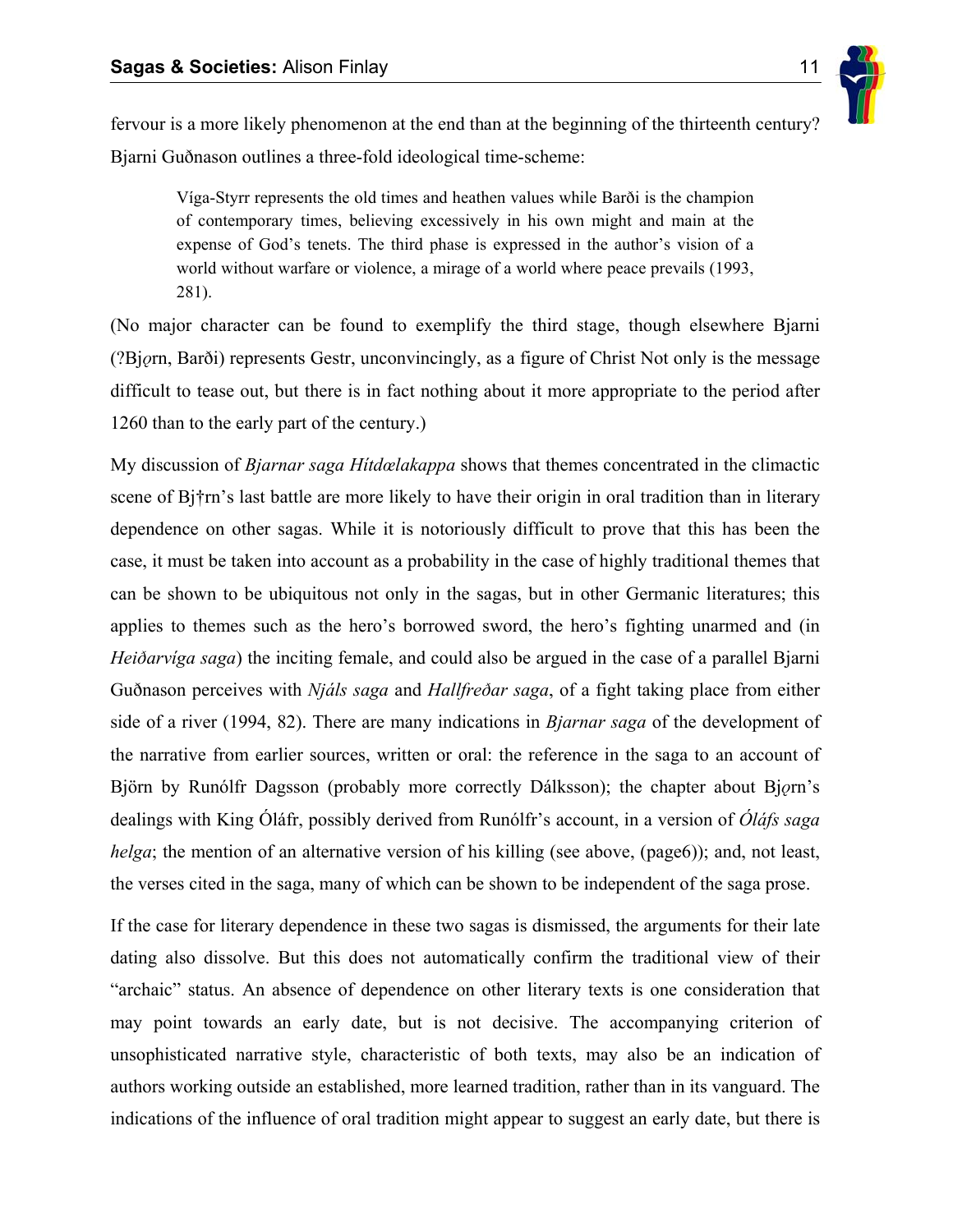fervour is a more likely phenomenon at the end than at the beginning of the thirteenth century? Bjarni Guðnason outlines a three-fold ideological time-scheme:

> Víga-Styrr represents the old times and heathen values while Barði is the champion of contemporary times, believing excessively in his own might and main at the expense of God's tenets. The third phase is expressed in the author's vision of a world without warfare or violence, a mirage of a world where peace prevails (1993, 281).

(No major character can be found to exemplify the third stage, though elsewhere Bjarni (?Bjǫrn, Barði) represents Gestr, unconvincingly, as a figure of Christ Not only is the message difficult to tease out, but there is in fact nothing about it more appropriate to the period after 1260 than to the early part of the century.)

My discussion of *Bjarnar saga Hítdœlakappa* shows that themes concentrated in the climactic scene of Bj†rn's last battle are more likely to have their origin in oral tradition than in literary dependence on other sagas. While it is notoriously difficult to prove that this has been the case, it must be taken into account as a probability in the case of highly traditional themes that can be shown to be ubiquitous not only in the sagas, but in other Germanic literatures; this applies to themes such as the hero's borrowed sword, the hero's fighting unarmed and (in *Heiðarvíga saga*) the inciting female, and could also be argued in the case of a parallel Bjarni Guðnason perceives with *Njáls saga* and *Hallfreðar saga*, of a fight taking place from either side of a river (1994, 82). There are many indications in *Bjarnar saga* of the development of the narrative from earlier sources, written or oral: the reference in the saga to an account of Björn by Runólfr Dagsson (probably more correctly Dálksson); the chapter about Bjǫrn's dealings with King Óláfr, possibly derived from Runólfr's account, in a version of *Óláfs saga helga*; the mention of an alternative version of his killing (see above, (page6)); and, not least, the verses cited in the saga, many of which can be shown to be independent of the saga prose.

If the case for literary dependence in these two sagas is dismissed, the arguments for their late dating also dissolve. But this does not automatically confirm the traditional view of their "archaic" status. An absence of dependence on other literary texts is one consideration that may point towards an early date, but is not decisive. The accompanying criterion of unsophisticated narrative style, characteristic of both texts, may also be an indication of authors working outside an established, more learned tradition, rather than in its vanguard. The indications of the influence of oral tradition might appear to suggest an early date, but there is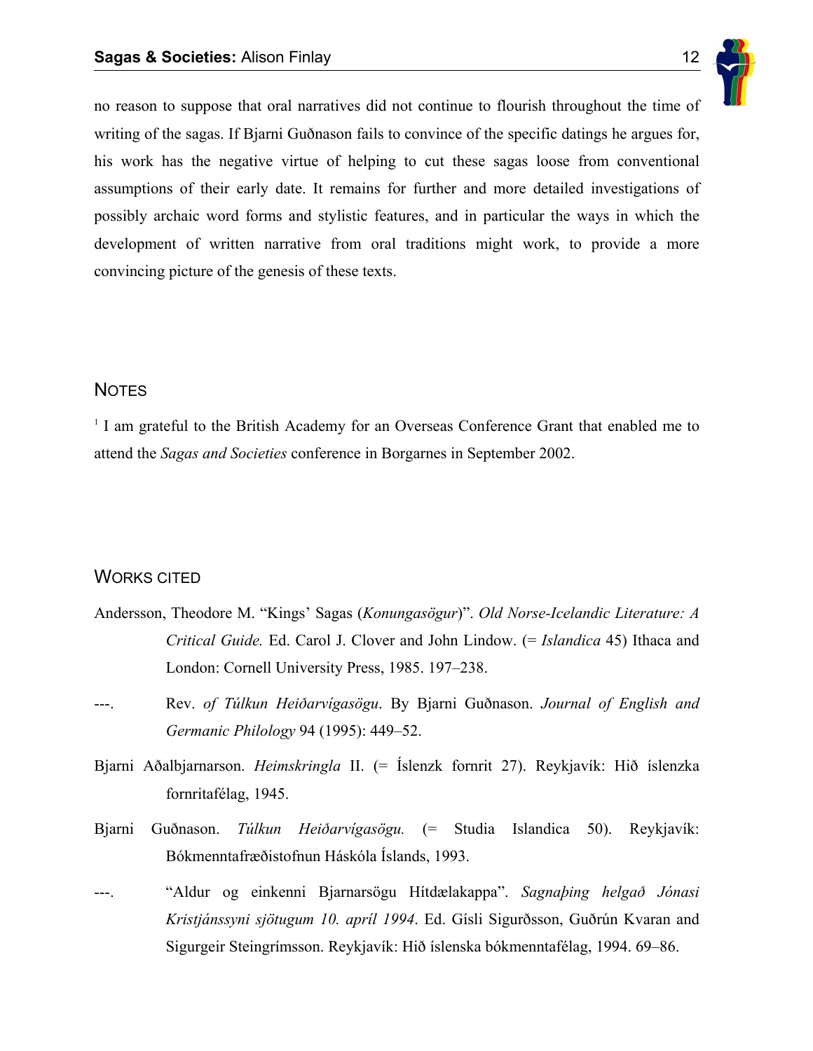no reason to suppose that oral narratives did not continue to flourish throughout the time of writing of the sagas. If Bjarni Guðnason fails to convince of the specific datings he argues for, his work has the negative virtue of helping to cut these sagas loose from conventional assumptions of their early date. It remains for further and more detailed investigations of possibly archaic word forms and stylistic features, and in particular the ways in which the development of written narrative from oral traditions might work, to provide a more convincing picture of the genesis of these texts.

## NOTES

[1] I am grateful to the British Academy for an Overseas Conference Grant that enabled me to attend the *Sagas and Societies* conference in Borgarnes in September 2002.

## WORKS CITED

Andersson, Theodore M. "Kings' Sagas (*Konungasögur*)". *Old Norse-Icelandic Literature: A Critical Guide.* Ed. Carol J. Clover and John Lindow. (= *Islandica* 45) Ithaca and London: Cornell University Press, 1985. 197–238.

---. Rev. *of Túlkun Heiðarvígasögu*. By Bjarni Guðnason. *Journal of English and Germanic Philology* 94 (1995): 449–52.

Bjarni Aðalbjarnarson. *Heimskringla* II. (= Íslenzk fornrit 27). Reykjavík: Hið íslenzka fornritafélag, 1945.

Bjarni Guðnason. *Túlkun Heiðarvígasögu.* (= Studia Islandica 50). Reykjavík: Bókmenntafræðistofnun Háskóla Íslands, 1993.

---. "Aldur og einkenni Bjarnarsögu Hítdælakappa". *Sagnaþing helgað Jónasi Kristjánssyni sjötugum 10. apríl 1994*. Ed. Gísli Sigurðsson, Guðrún Kvaran and Sigurgeir Steingrímsson. Reykjavík: Hið íslenska bókmenntafélag, 1994. 69–86.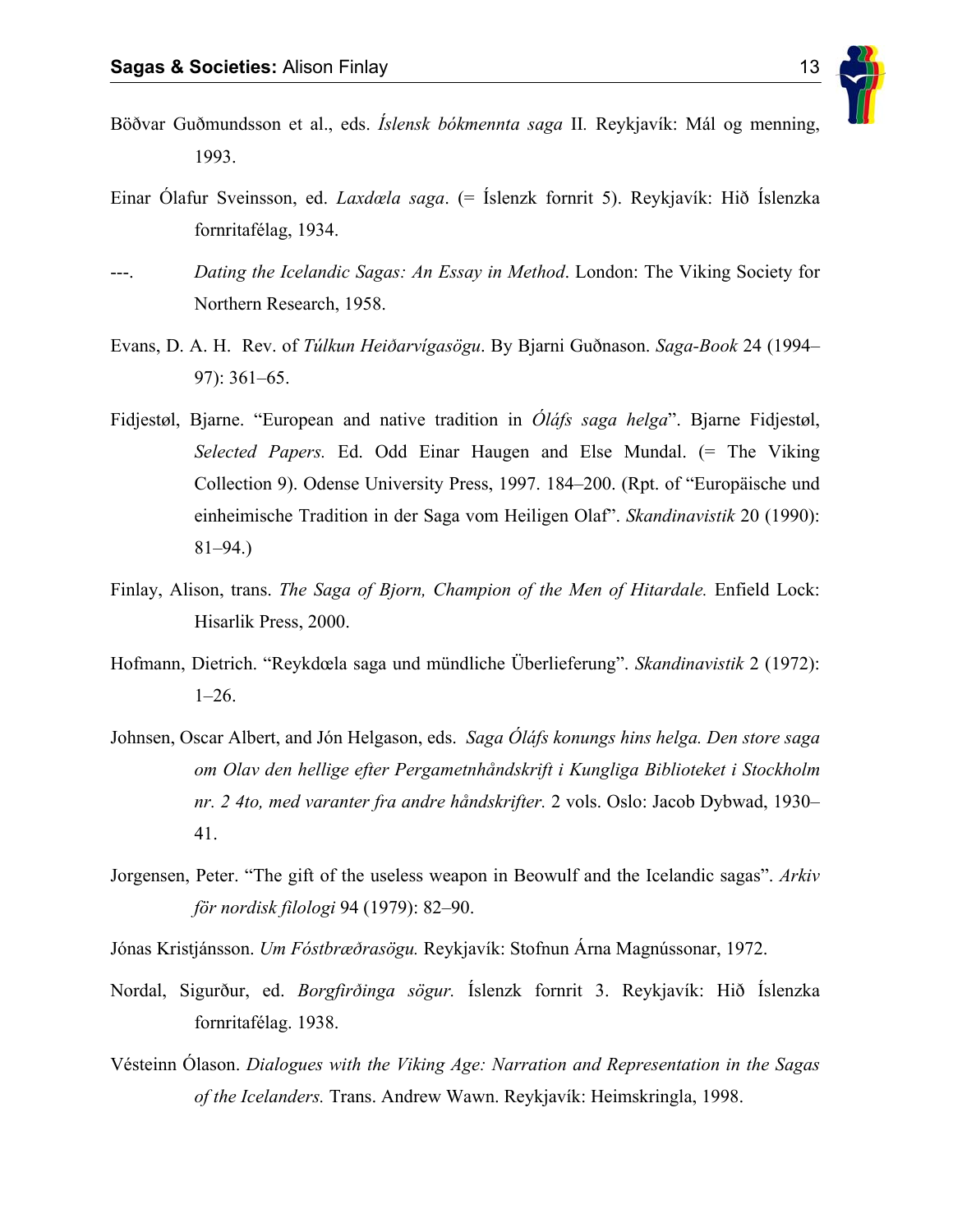Böðvar Guðmundsson et al., eds. *Íslensk bókmennta saga* II*.* Reykjavík: Mál og menning, 1993.

Einar Ólafur Sveinsson, ed. *Laxdœla saga*. (= Íslenzk fornrit 5). Reykjavík: Hið Íslenzka fornritafélag, 1934.

---. *Dating the Icelandic Sagas: An Essay in Method*. London: The Viking Society for Northern Research, 1958.

Evans, D. A. H. Rev. of *Túlkun Heiðarvígasögu*. By Bjarni Guðnason. *Saga-Book* 24 (1994–97): 361–65.

Fidjestøl, Bjarne. "European and native tradition in *Óláfs saga helga*". Bjarne Fidjestøl, *Selected Papers.* Ed. Odd Einar Haugen and Else Mundal. (= The Viking Collection 9). Odense University Press, 1997. 184–200. (Rpt. of "Europäische und einheimische Tradition in der Saga vom Heiligen Olaf". *Skandinavistik* 20 (1990): 81–94.)

Finlay, Alison, trans. *The Saga of Bjorn, Champion of the Men of Hitardale.* Enfield Lock: Hisarlik Press, 2000.

Hofmann, Dietrich. "Reykdœla saga und mündliche Überlieferung". *Skandinavistik* 2 (1972): 1–26.

Johnsen, Oscar Albert, and Jón Helgason, eds. *Saga Óláfs konungs hins helga. Den store saga om Olav den hellige efter Pergametnhåndskrift i Kungliga Biblioteket i Stockholm nr. 2 4to, med varanter fra andre håndskrifter.* 2 vols. Oslo: Jacob Dybwad, 1930–41.

Jorgensen, Peter. "The gift of the useless weapon in Beowulf and the Icelandic sagas". *Arkiv för nordisk filologi* 94 (1979): 82–90.

Jónas Kristjánsson. *Um Fóstbrœðrasögu.* Reykjavík: Stofnun Árna Magnússonar, 1972.

Nordal, Sigurður, ed. *Borgfirðinga sögur.* Íslenzk fornrit 3. Reykjavík: Hið Íslenzka fornritafélag. 1938.

Vésteinn Ólason. *Dialogues with the Viking Age: Narration and Representation in the Sagas of the Icelanders.* Trans. Andrew Wawn. Reykjavík: Heimskringla, 1998.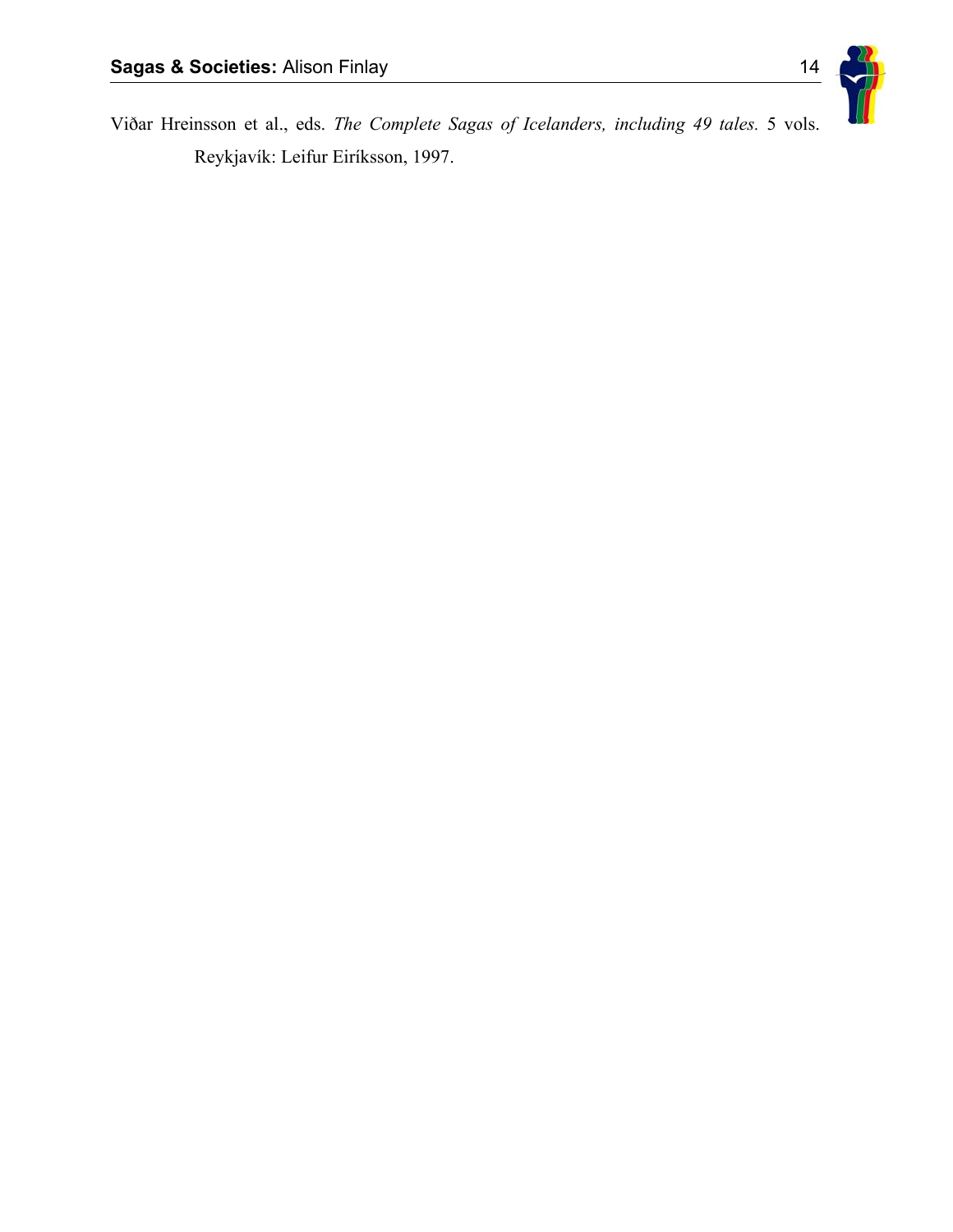Viðar Hreinsson et al., eds. *The Complete Sagas of Icelanders, including 49 tales.* 5 vols. Reykjavík: Leifur Eiríksson, 1997.